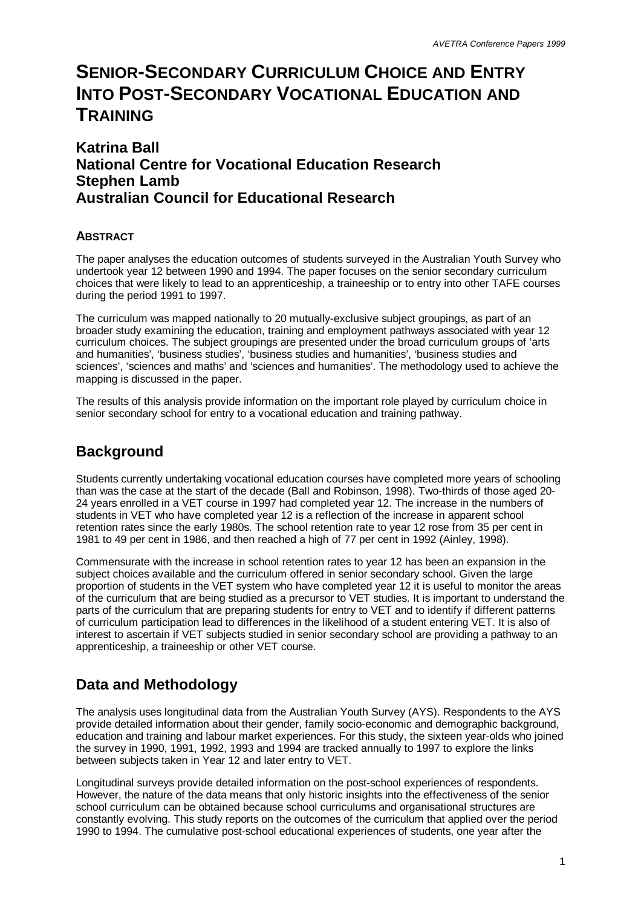# SENIOR-SECONDARY CURRICULUM CHOICE AND ENTRY INTO POST-SECONDARY VOCATIONAL EDUCATION AND TRAINING

**Katrina Ball**
**National Centre for Vocational Education Research**
**Stephen Lamb**
**Australian Council for Educational Research**

### ABSTRACT

The paper analyses the education outcomes of students surveyed in the Australian Youth Survey who undertook year 12 between 1990 and 1994. The paper focuses on the senior secondary curriculum choices that were likely to lead to an apprenticeship, a traineeship or to entry into other TAFE courses during the period 1991 to 1997.

The curriculum was mapped nationally to 20 mutually-exclusive subject groupings, as part of an broader study examining the education, training and employment pathways associated with year 12 curriculum choices. The subject groupings are presented under the broad curriculum groups of 'arts and humanities', 'business studies', 'business studies and humanities', 'business studies and sciences', 'sciences and maths' and 'sciences and humanities'. The methodology used to achieve the mapping is discussed in the paper.

The results of this analysis provide information on the important role played by curriculum choice in senior secondary school for entry to a vocational education and training pathway.

## Background

Students currently undertaking vocational education courses have completed more years of schooling than was the case at the start of the decade (Ball and Robinson, 1998). Two-thirds of those aged 20-24 years enrolled in a VET course in 1997 had completed year 12. The increase in the numbers of students in VET who have completed year 12 is a reflection of the increase in apparent school retention rates since the early 1980s. The school retention rate to year 12 rose from 35 per cent in 1981 to 49 per cent in 1986, and then reached a high of 77 per cent in 1992 (Ainley, 1998).

Commensurate with the increase in school retention rates to year 12 has been an expansion in the subject choices available and the curriculum offered in senior secondary school. Given the large proportion of students in the VET system who have completed year 12 it is useful to monitor the areas of the curriculum that are being studied as a precursor to VET studies. It is important to understand the parts of the curriculum that are preparing students for entry to VET and to identify if different patterns of curriculum participation lead to differences in the likelihood of a student entering VET. It is also of interest to ascertain if VET subjects studied in senior secondary school are providing a pathway to an apprenticeship, a traineeship or other VET course.

## Data and Methodology

The analysis uses longitudinal data from the Australian Youth Survey (AYS). Respondents to the AYS provide detailed information about their gender, family socio-economic and demographic background, education and training and labour market experiences. For this study, the sixteen year-olds who joined the survey in 1990, 1991, 1992, 1993 and 1994 are tracked annually to 1997 to explore the links between subjects taken in Year 12 and later entry to VET.

Longitudinal surveys provide detailed information on the post-school experiences of respondents. However, the nature of the data means that only historic insights into the effectiveness of the senior school curriculum can be obtained because school curriculums and organisational structures are constantly evolving. This study reports on the outcomes of the curriculum that applied over the period 1990 to 1994. The cumulative post-school educational experiences of students, one year after the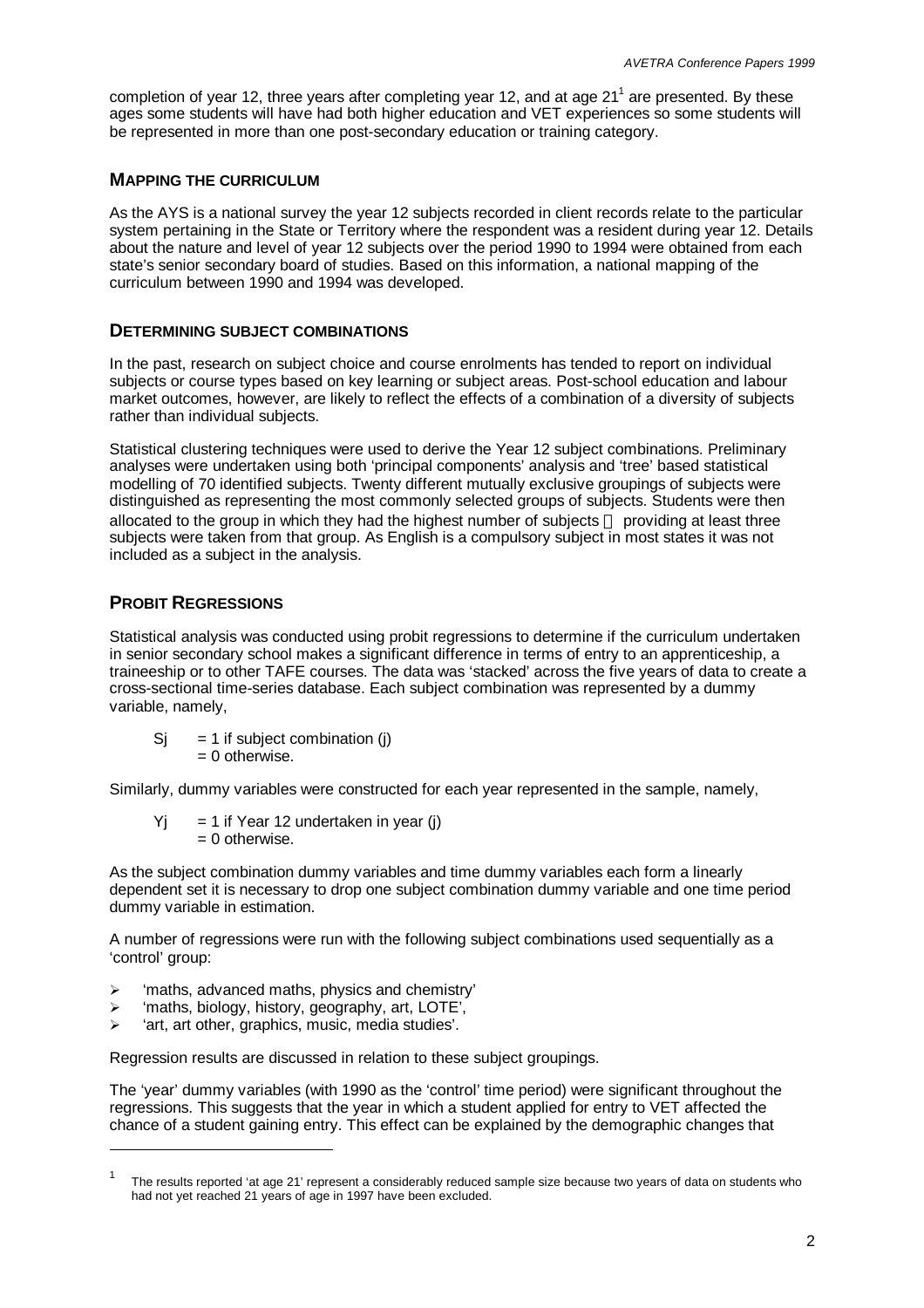completion of year 12, three years after completing year 12, and at age 21[1] are presented. By these ages some students will have had both higher education and VET experiences so some students will be represented in more than one post-secondary education or training category.

## MAPPING THE CURRICULUM

As the AYS is a national survey the year 12 subjects recorded in client records relate to the particular system pertaining in the State or Territory where the respondent was a resident during year 12. Details about the nature and level of year 12 subjects over the period 1990 to 1994 were obtained from each state's senior secondary board of studies. Based on this information, a national mapping of the curriculum between 1990 and 1994 was developed.

## DETERMINING SUBJECT COMBINATIONS

In the past, research on subject choice and course enrolments has tended to report on individual subjects or course types based on key learning or subject areas. Post-school education and labour market outcomes, however, are likely to reflect the effects of a combination of a diversity of subjects rather than individual subjects.

Statistical clustering techniques were used to derive the Year 12 subject combinations. Preliminary analyses were undertaken using both 'principal components' analysis and 'tree' based statistical modelling of 70 identified subjects. Twenty different mutually exclusive groupings of subjects were distinguished as representing the most commonly selected groups of subjects. Students were then allocated to the group in which they had the highest number of subjects  providing at least three subjects were taken from that group. As English is a compulsory subject in most states it was not included as a subject in the analysis.

## PROBIT REGRESSIONS

Statistical analysis was conducted using probit regressions to determine if the curriculum undertaken in senior secondary school makes a significant difference in terms of entry to an apprenticeship, a traineeship or to other TAFE courses. The data was 'stacked' across the five years of data to create a cross-sectional time-series database. Each subject combination was represented by a dummy variable, namely,

$$
\begin{aligned}
S_j &= 1 \text{ if subject combination } (j) \\
&= 0 \text{ otherwise.}
\end{aligned}
$$

Similarly, dummy variables were constructed for each year represented in the sample, namely,

$$
\begin{aligned}
Y_j &= 1 \text{ if Year 12 undertaken in year } (j) \\
&= 0 \text{ otherwise.}
\end{aligned}
$$

As the subject combination dummy variables and time dummy variables each form a linearly dependent set it is necessary to drop one subject combination dummy variable and one time period dummy variable in estimation.

A number of regressions were run with the following subject combinations used sequentially as a 'control' group:

- 'maths, advanced maths, physics and chemistry'
- 'maths, biology, history, geography, art, LOTE',
- 'art, art other, graphics, music, media studies'.

Regression results are discussed in relation to these subject groupings.

The 'year' dummy variables (with 1990 as the 'control' time period) were significant throughout the regressions. This suggests that the year in which a student applied for entry to VET affected the chance of a student gaining entry. This effect can be explained by the demographic changes that

---

[1] The results reported 'at age 21' represent a considerably reduced sample size because two years of data on students who had not yet reached 21 years of age in 1997 have been excluded.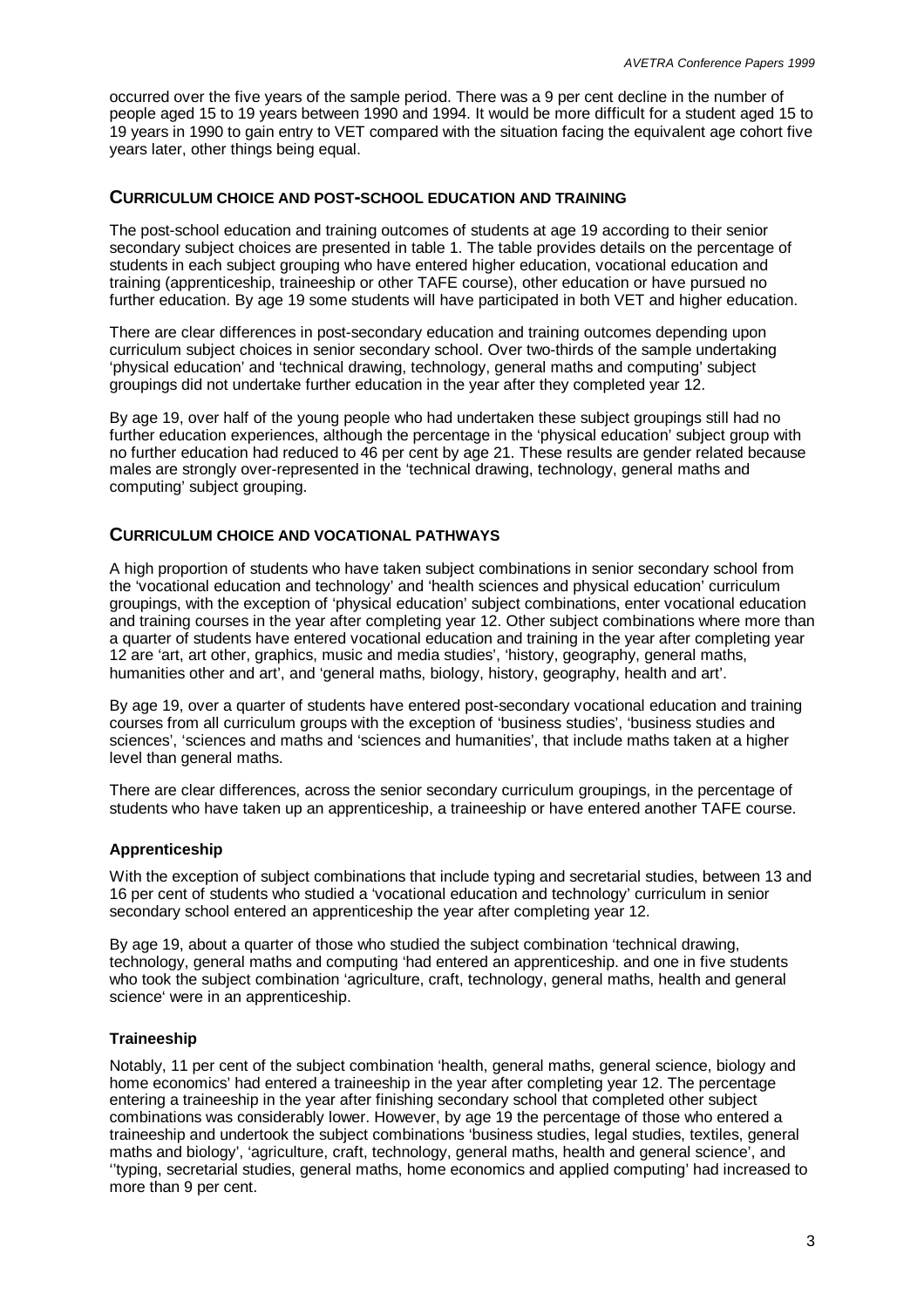occurred over the five years of the sample period. There was a 9 per cent decline in the number of people aged 15 to 19 years between 1990 and 1994. It would be more difficult for a student aged 15 to 19 years in 1990 to gain entry to VET compared with the situation facing the equivalent age cohort five years later, other things being equal.

## CURRICULUM CHOICE AND POST-SCHOOL EDUCATION AND TRAINING

The post-school education and training outcomes of students at age 19 according to their senior secondary subject choices are presented in table 1. The table provides details on the percentage of students in each subject grouping who have entered higher education, vocational education and training (apprenticeship, traineeship or other TAFE course), other education or have pursued no further education. By age 19 some students will have participated in both VET and higher education.

There are clear differences in post-secondary education and training outcomes depending upon curriculum subject choices in senior secondary school. Over two-thirds of the sample undertaking 'physical education' and 'technical drawing, technology, general maths and computing' subject groupings did not undertake further education in the year after they completed year 12.

By age 19, over half of the young people who had undertaken these subject groupings still had no further education experiences, although the percentage in the 'physical education' subject group with no further education had reduced to 46 per cent by age 21. These results are gender related because males are strongly over-represented in the 'technical drawing, technology, general maths and computing' subject grouping.

## CURRICULUM CHOICE AND VOCATIONAL PATHWAYS

A high proportion of students who have taken subject combinations in senior secondary school from the 'vocational education and technology' and 'health sciences and physical education' curriculum groupings, with the exception of 'physical education' subject combinations, enter vocational education and training courses in the year after completing year 12. Other subject combinations where more than a quarter of students have entered vocational education and training in the year after completing year 12 are 'art, art other, graphics, music and media studies', 'history, geography, general maths, humanities other and art', and 'general maths, biology, history, geography, health and art'.

By age 19, over a quarter of students have entered post-secondary vocational education and training courses from all curriculum groups with the exception of 'business studies', 'business studies and sciences', 'sciences and maths and 'sciences and humanities', that include maths taken at a higher level than general maths.

There are clear differences, across the senior secondary curriculum groupings, in the percentage of students who have taken up an apprenticeship, a traineeship or have entered another TAFE course.

### Apprenticeship

With the exception of subject combinations that include typing and secretarial studies, between 13 and 16 per cent of students who studied a 'vocational education and technology' curriculum in senior secondary school entered an apprenticeship the year after completing year 12.

By age 19, about a quarter of those who studied the subject combination 'technical drawing, technology, general maths and computing 'had entered an apprenticeship. and one in five students who took the subject combination 'agriculture, craft, technology, general maths, health and general science' were in an apprenticeship.

### Traineeship

Notably, 11 per cent of the subject combination 'health, general maths, general science, biology and home economics' had entered a traineeship in the year after completing year 12. The percentage entering a traineeship in the year after finishing secondary school that completed other subject combinations was considerably lower. However, by age 19 the percentage of those who entered a traineeship and undertook the subject combinations 'business studies, legal studies, textiles, general maths and biology', 'agriculture, craft, technology, general maths, health and general science', and ''typing, secretarial studies, general maths, home economics and applied computing' had increased to more than 9 per cent.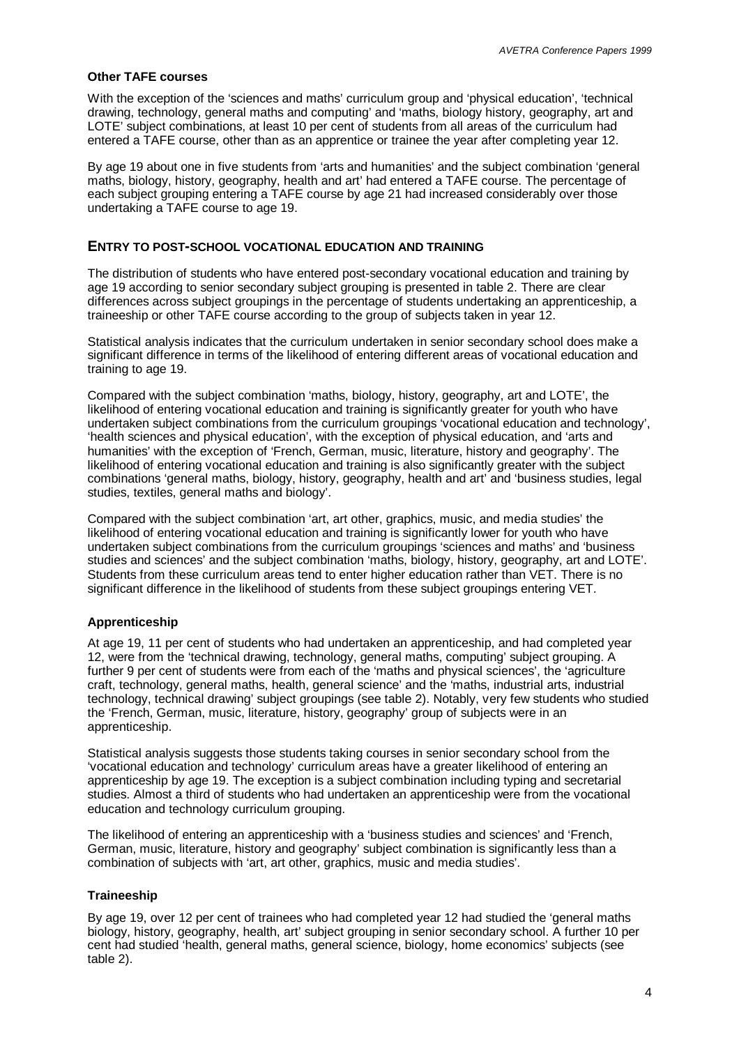### Other TAFE courses

With the exception of the 'sciences and maths' curriculum group and 'physical education', 'technical drawing, technology, general maths and computing' and 'maths, biology history, geography, art and LOTE' subject combinations, at least 10 per cent of students from all areas of the curriculum had entered a TAFE course, other than as an apprentice or trainee the year after completing year 12.

By age 19 about one in five students from 'arts and humanities' and the subject combination 'general maths, biology, history, geography, health and art' had entered a TAFE course. The percentage of each subject grouping entering a TAFE course by age 21 had increased considerably over those undertaking a TAFE course to age 19.

## ENTRY TO POST-SCHOOL VOCATIONAL EDUCATION AND TRAINING

The distribution of students who have entered post-secondary vocational education and training by age 19 according to senior secondary subject grouping is presented in table 2. There are clear differences across subject groupings in the percentage of students undertaking an apprenticeship, a traineeship or other TAFE course according to the group of subjects taken in year 12.

Statistical analysis indicates that the curriculum undertaken in senior secondary school does make a significant difference in terms of the likelihood of entering different areas of vocational education and training to age 19.

Compared with the subject combination 'maths, biology, history, geography, art and LOTE', the likelihood of entering vocational education and training is significantly greater for youth who have undertaken subject combinations from the curriculum groupings 'vocational education and technology', 'health sciences and physical education', with the exception of physical education, and 'arts and humanities' with the exception of 'French, German, music, literature, history and geography'. The likelihood of entering vocational education and training is also significantly greater with the subject combinations 'general maths, biology, history, geography, health and art' and 'business studies, legal studies, textiles, general maths and biology'.

Compared with the subject combination 'art, art other, graphics, music, and media studies' the likelihood of entering vocational education and training is significantly lower for youth who have undertaken subject combinations from the curriculum groupings 'sciences and maths' and 'business studies and sciences' and the subject combination 'maths, biology, history, geography, art and LOTE'. Students from these curriculum areas tend to enter higher education rather than VET. There is no significant difference in the likelihood of students from these subject groupings entering VET.

### Apprenticeship

At age 19, 11 per cent of students who had undertaken an apprenticeship, and had completed year 12, were from the 'technical drawing, technology, general maths, computing' subject grouping. A further 9 per cent of students were from each of the 'maths and physical sciences', the 'agriculture craft, technology, general maths, health, general science' and the 'maths, industrial arts, industrial technology, technical drawing' subject groupings (see table 2). Notably, very few students who studied the 'French, German, music, literature, history, geography' group of subjects were in an apprenticeship.

Statistical analysis suggests those students taking courses in senior secondary school from the 'vocational education and technology' curriculum areas have a greater likelihood of entering an apprenticeship by age 19. The exception is a subject combination including typing and secretarial studies. Almost a third of students who had undertaken an apprenticeship were from the vocational education and technology curriculum grouping.

The likelihood of entering an apprenticeship with a 'business studies and sciences' and 'French, German, music, literature, history and geography' subject combination is significantly less than a combination of subjects with 'art, art other, graphics, music and media studies'.

### Traineeship

By age 19, over 12 per cent of trainees who had completed year 12 had studied the 'general maths biology, history, geography, health, art' subject grouping in senior secondary school. A further 10 per cent had studied 'health, general maths, general science, biology, home economics' subjects (see table 2).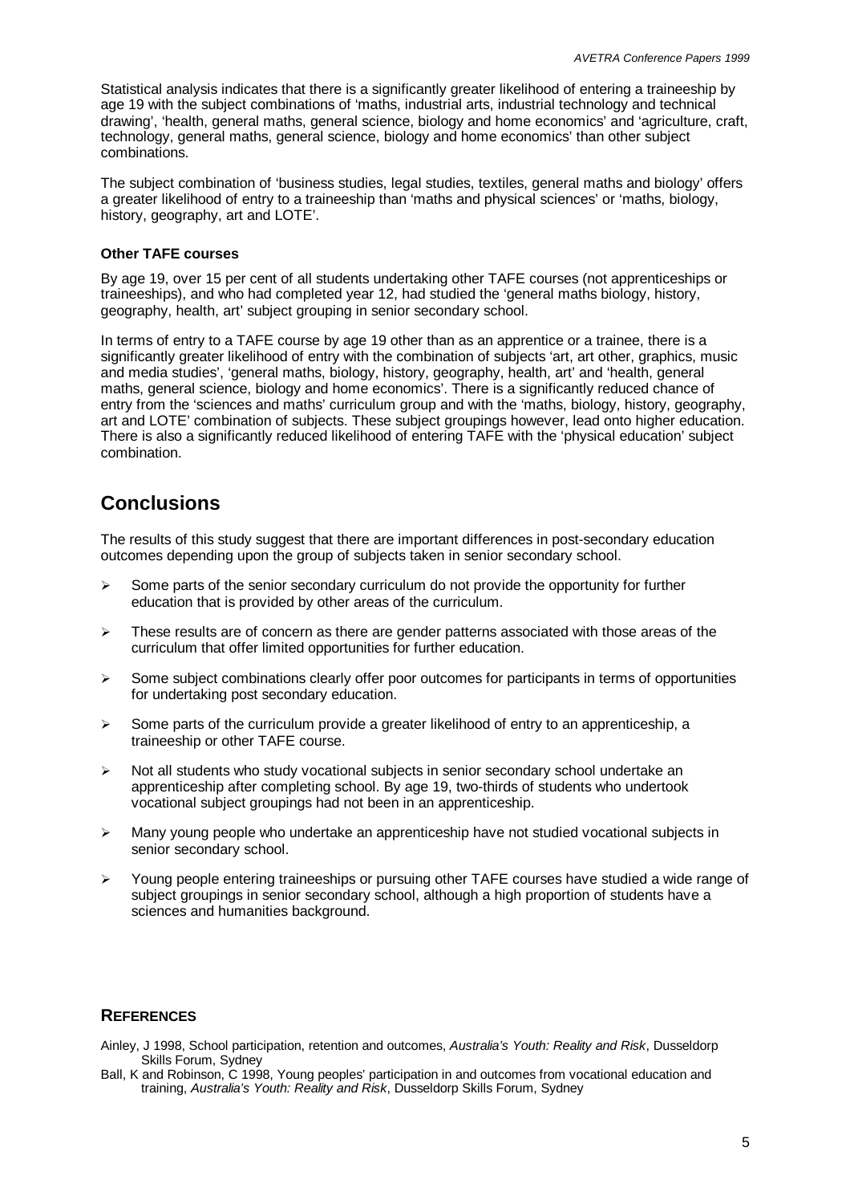Statistical analysis indicates that there is a significantly greater likelihood of entering a traineeship by age 19 with the subject combinations of 'maths, industrial arts, industrial technology and technical drawing', 'health, general maths, general science, biology and home economics' and 'agriculture, craft, technology, general maths, general science, biology and home economics' than other subject combinations.

The subject combination of 'business studies, legal studies, textiles, general maths and biology' offers a greater likelihood of entry to a traineeship than 'maths and physical sciences' or 'maths, biology, history, geography, art and LOTE'.

### Other TAFE courses

By age 19, over 15 per cent of all students undertaking other TAFE courses (not apprenticeships or traineeships), and who had completed year 12, had studied the 'general maths biology, history, geography, health, art' subject grouping in senior secondary school.

In terms of entry to a TAFE course by age 19 other than as an apprentice or a trainee, there is a significantly greater likelihood of entry with the combination of subjects 'art, art other, graphics, music and media studies', 'general maths, biology, history, geography, health, art' and 'health, general maths, general science, biology and home economics'. There is a significantly reduced chance of entry from the 'sciences and maths' curriculum group and with the 'maths, biology, history, geography, art and LOTE' combination of subjects. These subject groupings however, lead onto higher education. There is also a significantly reduced likelihood of entering TAFE with the 'physical education' subject combination.

## Conclusions

The results of this study suggest that there are important differences in post-secondary education outcomes depending upon the group of subjects taken in senior secondary school.

- Some parts of the senior secondary curriculum do not provide the opportunity for further education that is provided by other areas of the curriculum.
- These results are of concern as there are gender patterns associated with those areas of the curriculum that offer limited opportunities for further education.
- Some subject combinations clearly offer poor outcomes for participants in terms of opportunities for undertaking post secondary education.
- Some parts of the curriculum provide a greater likelihood of entry to an apprenticeship, a traineeship or other TAFE course.
- Not all students who study vocational subjects in senior secondary school undertake an apprenticeship after completing school. By age 19, two-thirds of students who undertook vocational subject groupings had not been in an apprenticeship.
- Many young people who undertake an apprenticeship have not studied vocational subjects in senior secondary school.
- Young people entering traineeships or pursuing other TAFE courses have studied a wide range of subject groupings in senior secondary school, although a high proportion of students have a sciences and humanities background.

### References

Ainley, J 1998, School participation, retention and outcomes, *Australia's Youth: Reality and Risk*, Dusseldorp Skills Forum, Sydney

Ball, K and Robinson, C 1998, Young peoples' participation in and outcomes from vocational education and training, *Australia's Youth: Reality and Risk*, Dusseldorp Skills Forum, Sydney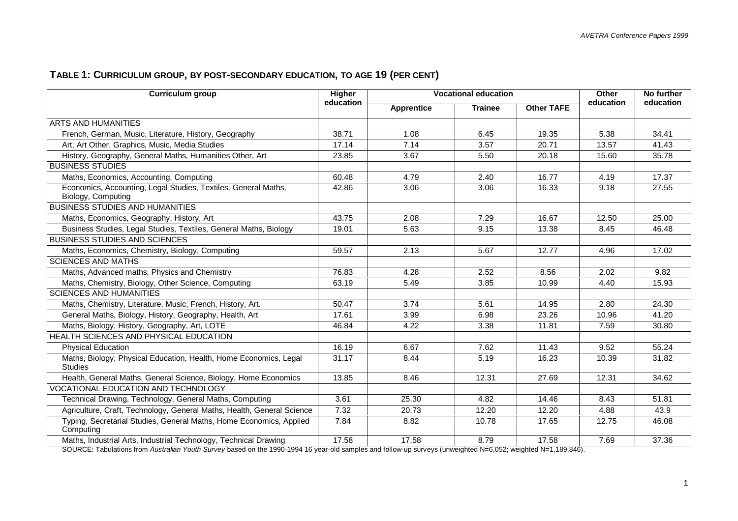## TABLE 1: CURRICULUM GROUP, BY POST-SECONDARY EDUCATION, TO AGE 19 (PER CENT)

| Curriculum group | Higher education | Vocational education | | | Other education | No further education |
|---|---|---|---|---|---|---|
| | | Apprentice | Trainee | Other TAFE | | |
| ARTS AND HUMANITIES | | | | | | |
| French, German, Music, Literature, History, Geography | 38.71 | 1.08 | 6.45 | 19.35 | 5.38 | 34.41 |
| Art, Art Other, Graphics, Music, Media Studies | 17.14 | 7.14 | 3.57 | 20.71 | 13.57 | 41.43 |
| History, Geography, General Maths, Humanities Other, Art | 23.85 | 3.67 | 5.50 | 20.18 | 15.60 | 35.78 |
| BUSINESS STUDIES | | | | | | |
| Maths, Economics, Accounting, Computing | 60.48 | 4.79 | 2.40 | 16.77 | 4.19 | 17.37 |
| Economics, Accounting, Legal Studies, Textiles, General Maths, Biology, Computing | 42.86 | 3.06 | 3.06 | 16.33 | 9.18 | 27.55 |
| BUSINESS STUDIES AND HUMANITIES | | | | | | |
| Maths, Economics, Geography, History, Art | 43.75 | 2.08 | 7.29 | 16.67 | 12.50 | 25.00 |
| Business Studies, Legal Studies, Textiles, General Maths, Biology | 19.01 | 5.63 | 9.15 | 13.38 | 8.45 | 46.48 |
| BUSINESS STUDIES AND SCIENCES | | | | | | |
| Maths, Economics, Chemistry, Biology, Computing | 59.57 | 2.13 | 5.67 | 12.77 | 4.96 | 17.02 |
| SCIENCES AND MATHS | | | | | | |
| Maths, Advanced maths, Physics and Chemistry | 76.83 | 4.28 | 2.52 | 8.56 | 2.02 | 9.82 |
| Maths, Chemistry, Biology, Other Science, Computing | 63.19 | 5.49 | 3.85 | 10.99 | 4.40 | 15.93 |
| SCIENCES AND HUMANITIES | | | | | | |
| Maths, Chemistry, Literature, Music, French, History, Art. | 50.47 | 3.74 | 5.61 | 14.95 | 2.80 | 24.30 |
| General Maths, Biology, History, Geography, Health, Art | 17.61 | 3.99 | 6.98 | 23.26 | 10.96 | 41.20 |
| Maths, Biology, History, Geography, Art, LOTE | 46.84 | 4.22 | 3.38 | 11.81 | 7.59 | 30.80 |
| HEALTH SCIENCES AND PHYSICAL EDUCATION | | | | | | |
| Physical Education | 16.19 | 6.67 | 7.62 | 11.43 | 9.52 | 55.24 |
| Maths, Biology, Physical Education, Health, Home Economics, Legal Studies | 31.17 | 8.44 | 5.19 | 16.23 | 10.39 | 31.82 |
| Health, General Maths, General Science, Biology, Home Economics | 13.85 | 8.46 | 12.31 | 27.69 | 12.31 | 34.62 |
| VOCATIONAL EDUCATION AND TECHNOLOGY | | | | | | |
| Technical Drawing, Technology, General Maths, Computing | 3.61 | 25.30 | 4.82 | 14.46 | 8.43 | 51.81 |
| Agriculture, Craft, Technology, General Maths, Health, General Science | 7.32 | 20.73 | 12.20 | 12.20 | 4.88 | 43.9 |
| Typing, Secretarial Studies, General Maths, Home Economics, Applied Computing | 7.84 | 8.82 | 10.78 | 17.65 | 12.75 | 46.08 |
| Maths, Industrial Arts, Industrial Technology, Technical Drawing | 17.58 | 17.58 | 8.79 | 17.58 | 7.69 | 37.36 |

SOURCE: Tabulations from *Australian Youth Survey* based on the 1990-1994 16 year-old samples and follow-up surveys (unweighted N=6,052; weighted N=1,189,846).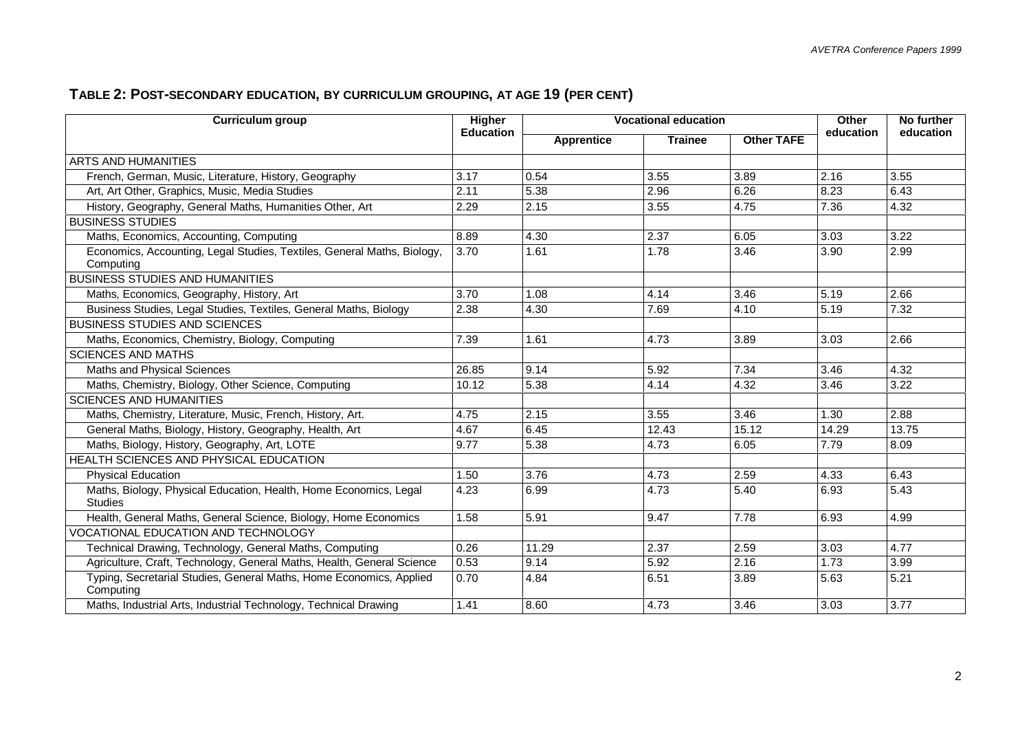## TABLE 2: POST-SECONDARY EDUCATION, BY CURRICULUM GROUPING, AT AGE 19 (PER CENT)

| Curriculum group | Higher Education | Vocational education | | | Other education | No further education |
|---|---|---|---|---|---|---|
| | | Apprentice | Trainee | Other TAFE | | |
| ARTS AND HUMANITIES | | | | | | |
| French, German, Music, Literature, History, Geography | 3.17 | 0.54 | 3.55 | 3.89 | 2.16 | 3.55 |
| Art, Art Other, Graphics, Music, Media Studies | 2.11 | 5.38 | 2.96 | 6.26 | 8.23 | 6.43 |
| History, Geography, General Maths, Humanities Other, Art | 2.29 | 2.15 | 3.55 | 4.75 | 7.36 | 4.32 |
| BUSINESS STUDIES | | | | | | |
| Maths, Economics, Accounting, Computing | 8.89 | 4.30 | 2.37 | 6.05 | 3.03 | 3.22 |
| Economics, Accounting, Legal Studies, Textiles, General Maths, Biology, Computing | 3.70 | 1.61 | 1.78 | 3.46 | 3.90 | 2.99 |
| BUSINESS STUDIES AND HUMANITIES | | | | | | |
| Maths, Economics, Geography, History, Art | 3.70 | 1.08 | 4.14 | 3.46 | 5.19 | 2.66 |
| Business Studies, Legal Studies, Textiles, General Maths, Biology | 2.38 | 4.30 | 7.69 | 4.10 | 5.19 | 7.32 |
| BUSINESS STUDIES AND SCIENCES | | | | | | |
| Maths, Economics, Chemistry, Biology, Computing | 7.39 | 1.61 | 4.73 | 3.89 | 3.03 | 2.66 |
| SCIENCES AND MATHS | | | | | | |
| Maths and Physical Sciences | 26.85 | 9.14 | 5.92 | 7.34 | 3.46 | 4.32 |
| Maths, Chemistry, Biology, Other Science, Computing | 10.12 | 5.38 | 4.14 | 4.32 | 3.46 | 3.22 |
| SCIENCES AND HUMANITIES | | | | | | |
| Maths, Chemistry, Literature, Music, French, History, Art. | 4.75 | 2.15 | 3.55 | 3.46 | 1.30 | 2.88 |
| General Maths, Biology, History, Geography, Health, Art | 4.67 | 6.45 | 12.43 | 15.12 | 14.29 | 13.75 |
| Maths, Biology, History, Geography, Art, LOTE | 9.77 | 5.38 | 4.73 | 6.05 | 7.79 | 8.09 |
| HEALTH SCIENCES AND PHYSICAL EDUCATION | | | | | | |
| Physical Education | 1.50 | 3.76 | 4.73 | 2.59 | 4.33 | 6.43 |
| Maths, Biology, Physical Education, Health, Home Economics, Legal Studies | 4.23 | 6.99 | 4.73 | 5.40 | 6.93 | 5.43 |
| Health, General Maths, General Science, Biology, Home Economics | 1.58 | 5.91 | 9.47 | 7.78 | 6.93 | 4.99 |
| VOCATIONAL EDUCATION AND TECHNOLOGY | | | | | | |
| Technical Drawing, Technology, General Maths, Computing | 0.26 | 11.29 | 2.37 | 2.59 | 3.03 | 4.77 |
| Agriculture, Craft, Technology, General Maths, Health, General Science | 0.53 | 9.14 | 5.92 | 2.16 | 1.73 | 3.99 |
| Typing, Secretarial Studies, General Maths, Home Economics, Applied Computing | 0.70 | 4.84 | 6.51 | 3.89 | 5.63 | 5.21 |
| Maths, Industrial Arts, Industrial Technology, Technical Drawing | 1.41 | 8.60 | 4.73 | 3.46 | 3.03 | 3.77 |